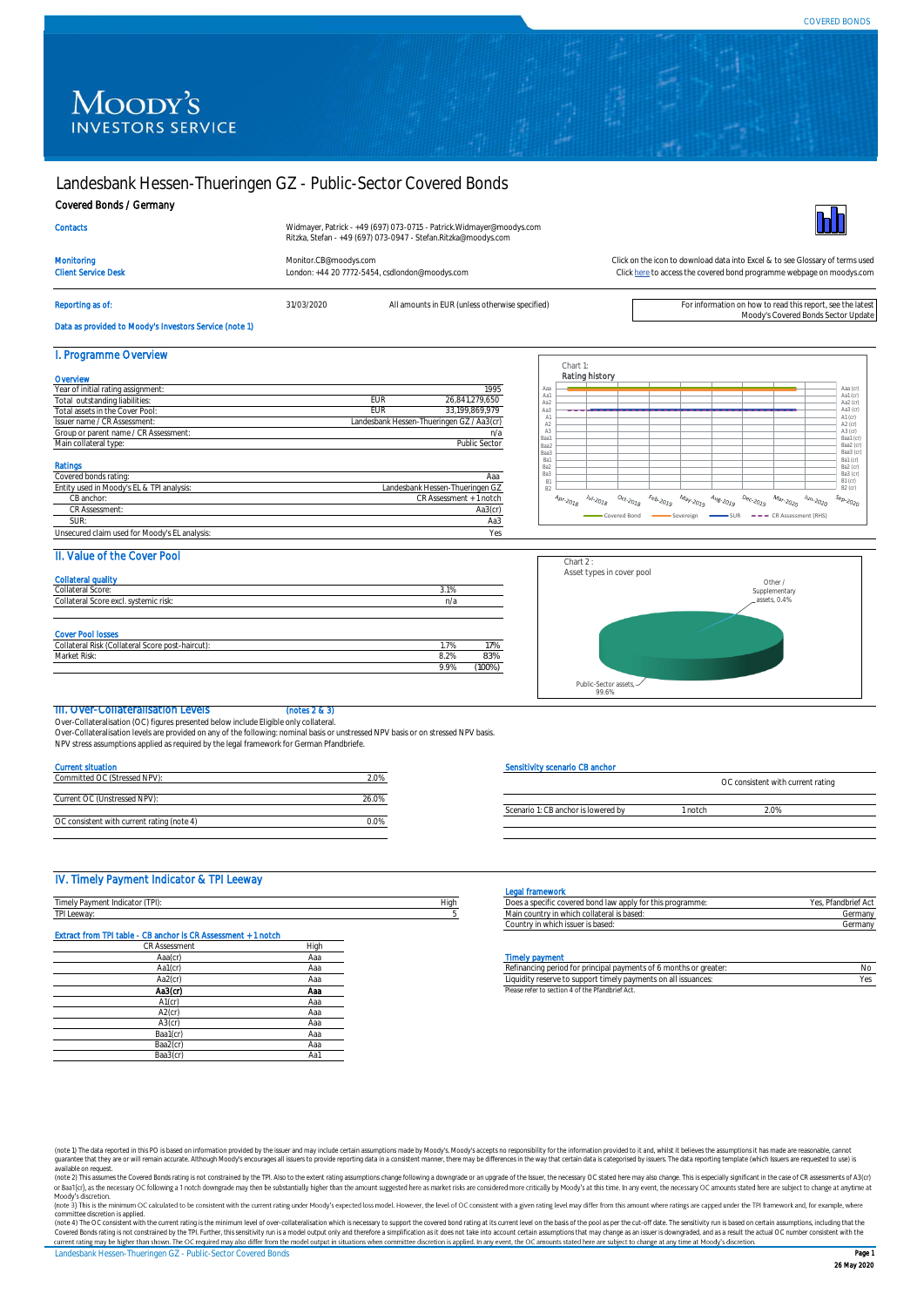# Landesbank Hessen-Thueringen GZ - Public-Sector Covered Bonds

**Covered Bonds / Germany**

| | |
|---|---|
| Contacts | Widmayer, Patrick - +49 (697) 073-0715 - Patrick.Widmayer@moodys.com<br>Ritzka, Stefan - +49 (697) 073-0947 - Stefan.Ritzka@moodys.com |
| Monitoring | Monitor.CB@moodys.com |
| Client Service Desk | London: +44 20 7772-5454, csdlondon@moodys.com |

Click on the icon to download data into Excel & to see Glossary of terms used
Click here to access the covered bond programme webpage on moodys.com

Reporting as of: 31/03/2020 — All amounts in EUR (unless otherwise specified)

For information on how to read this report, see the latest Moody's Covered Bonds Sector Update

Data as provided to Moody's Investors Service (note 1)

## I. Programme Overview

### Overview

| | | |
|---|---|---|
| Year of initial rating assignment: | | 1995 |
| Total outstanding liabilities: | EUR | 26,841,279,650 |
| Total assets in the Cover Pool: | EUR | 33,199,869,979 |
| Issuer name / CR Assessment: | | Landesbank Hessen-Thueringen GZ / Aa3(cr) |
| Group or parent name / CR Assessment: | | n/a |
| Main collateral type: | | Public Sector |

### Ratings

| | |
|---|---|
| Covered bonds rating: | Aaa |
| Entity used in Moody's EL & TPI analysis: | Landesbank Hessen-Thueringen GZ |
| CB anchor: | CR Assessment + 1 notch |
| CR Assessment: | Aa3(cr) |
| SUR: | Aa3 |
| Unsecured claim used for Moody's EL analysis: | Yes |

Chart 1: Rating history

(Legend: Covered Bond, Sovereign, SUR, CR Assessment (RHS); Apr-2018 to Sep-2020)

## II. Value of the Cover Pool

### Collateral quality

| | |
|---|---|
| Collateral Score: | 3.1% |
| Collateral Score excl. systemic risk: | n/a |

### Cover Pool losses

| | | |
|---|---|---|
| Collateral Risk (Collateral Score post-haircut): | 1.7% | 17% |
| Market Risk: | 8.2% | 83% |
| | 9.9% | (100%) |

Chart 2: Asset types in cover pool

- Public-Sector assets, 99.6%
- Other / Supplementary assets, 0.4%

## III. Over-Collateralisation Levels (notes 2 & 3)

Over-Collateralisation (OC) figures presented below include Eligible only collateral.
Over-Collateralisation levels are provided on any of the following: nominal basis or unstressed NPV basis or on stressed NPV basis.
NPV stress assumptions applied as required by the legal framework for German Pfandbriefe.

### Current situation

| | |
|---|---|
| Committed OC (Stressed NPV): | 2.0% |
| Current OC (Unstressed NPV): | 26.0% |
| OC consistent with current rating (note 4) | 0.0% |

### Sensitivity scenario CB anchor

| | | OC consistent with current rating |
|---|---|---|
| Scenario 1: CB anchor is lowered by | 1 notch | 2.0% |

## IV. Timely Payment Indicator & TPI Leeway

| | |
|---|---|
| Timely Payment Indicator (TPI): | High |
| TPI Leeway: | 5 |

### Extract from TPI table - CB anchor is CR Assessment + 1 notch

| CR Assessment | High |
|---|---|
| Aaa(cr) | Aaa |
| Aa1(cr) | Aaa |
| Aa2(cr) | Aaa |
| **Aa3(cr)** | **Aaa** |
| A1(cr) | Aaa |
| A2(cr) | Aaa |
| A3(cr) | Aaa |
| Baa1(cr) | Aaa |
| Baa2(cr) | Aaa |
| Baa3(cr) | Aa1 |

### Legal framework

| | |
|---|---|
| Does a specific covered bond law apply for this programme: | Yes, Pfandbrief Act |
| Main country in which collateral is based: | Germany |
| Country in which issuer is based: | Germany |

### Timely payment

| | |
|---|---|
| Refinancing period for principal payments of 6 months or greater: | No |
| Liquidity reserve to support timely payments on all issuances: | Yes |

Please refer to section 4 of the Pfandbrief Act.

(note 1) The data reported in this PO is based on information provided by the issuer and may include certain assumptions made by Moody's. Moody's accepts no responsibility for the information provided to it and, whilst it believes the assumptions it has made are reasonable, cannot guarantee that they are or will remain accurate. Although Moody's encourages all issuers to provide reporting data in a consistent manner, there may be differences in the way that certain data is categorised by issuers. The data reporting template (which Issuers are requested to use) is available on request.
(note 2) This assumes the Covered Bonds rating is not constrained by the TPI. Also to the extent rating assumptions change following a downgrade or an upgrade of the Issuer, the necessary OC stated here may also change. This is especially significant in the case of CR assessments of A3(cr) or Baa1(cr), as the necessary OC following a 1 notch downgrade may then be substantially higher than the amount suggested here as market risks are considered more critically by Moody's at this time. In any event, the necessary OC amounts stated here are subject to change at anytime at Moody's discretion.
(note 3) This is the minimum OC calculated to be consistent with the current rating under Moody's expected loss model. However, the level of OC consistent with a given rating level may differ from this amount where ratings are capped under the TPI framework and, for example, where committee discretion is applied.
(note 4) The OC consistent with the current rating is the minimum level of over-collateralisation which is necessary to support the covered bond rating at its current level on the basis of the pool as per the cut-off date. The sensitivity run is based on certain assumptions, including that the Covered Bonds rating is not constrained by the TPI. Further, this sensitivity run is a model output only and therefore a simplification as it does not take into account certain assumptions that may change as an issuer is downgraded, and as a result the actual OC number consistent with the current rating may be higher than shown. The OC required may also differ from the model output in situations when committee discretion is applied. In any event, the OC amounts stated here are subject to change at any time at Moody's discretion.

26 May 2020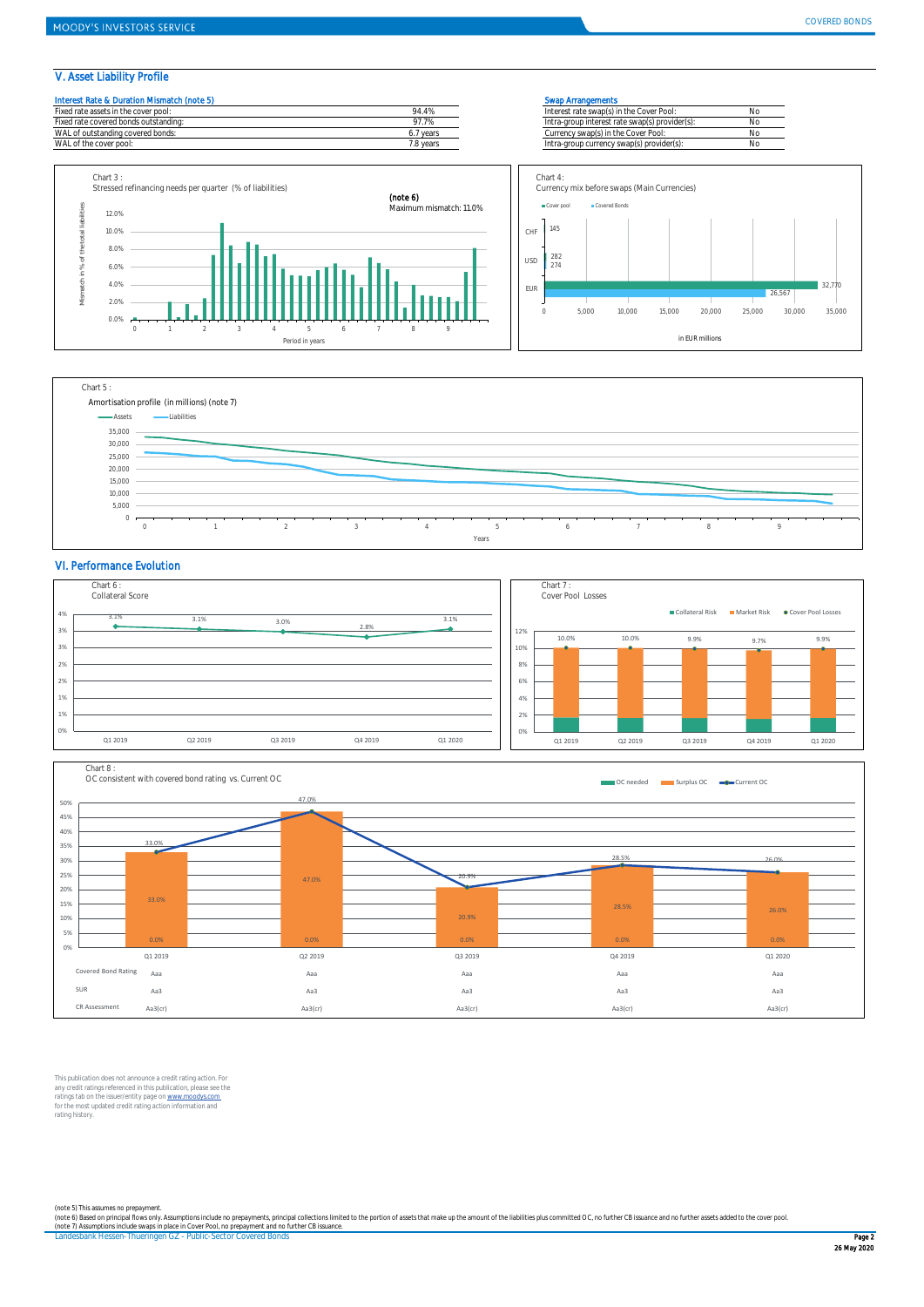## V. Asset Liability Profile

| Interest Rate & Duration Mismatch (note 5) | |
|---|---|
| Fixed rate assets in the cover pool: | 94.4% |
| Fixed rate covered bonds outstanding: | 97.7% |
| WAL of outstanding covered bonds: | 6.7 years |
| WAL of the cover pool: | 7.8 years |

| Swap Arrangements | |
|---|---|
| Interest rate swap(s) in the Cover Pool: | No |
| Intra-group interest rate swap(s) provider(s): | No |
| Currency swap(s) in the Cover Pool: | No |
| Intra-group currency swap(s) provider(s): | No |

Chart 3 :
Stressed refinancing needs per quarter (% of liabilities)

(note 6)
Maximum mismatch: 11.0%

Chart 4:
Currency mix before swaps (Main Currencies)

| Currency | Cover pool | Covered Bonds |
|---|---|---|
| CHF | 145 | |
| USD | 282 | 274 |
| EUR | 32,770 | 26,567 |

in EUR millions

Chart 5 :
Amortisation profile (in millions) (note 7)

## VI. Performance Evolution

Chart 6 :
Collateral Score

| Q1 2019 | Q2 2019 | Q3 2019 | Q4 2019 | Q1 2020 |
|---|---|---|---|---|
| 3.1% | 3.1% | 3.0% | 2.8% | 3.1% |

Chart 7 :
Cover Pool Losses

| | Q1 2019 | Q2 2019 | Q3 2019 | Q4 2019 | Q1 2020 |
|---|---|---|---|---|---|
| Cover Pool Losses | 10.0% | 10.0% | 9.9% | 9.7% | 9.9% |

Chart 8 :
OC consistent with covered bond rating vs. Current OC

| | Q1 2019 | Q2 2019 | Q3 2019 | Q4 2019 | Q1 2020 |
|---|---|---|---|---|---|
| OC needed | 0.0% | 0.0% | 0.0% | 0.0% | 0.0% |
| Surplus OC | 33.0% | 47.0% | 20.9% | 28.5% | 26.0% |
| Current OC | 33.0% | 47.0% | 20.9% | 28.5% | 26.0% |
| Covered Bond Rating | Aaa | Aaa | Aaa | Aaa | Aaa |
| SUR | Aa3 | Aa3 | Aa3 | Aa3 | Aa3 |
| CR Assessment | Aa3(cr) | Aa3(cr) | Aa3(cr) | Aa3(cr) | Aa3(cr) |

This publication does not announce a credit rating action. For any credit ratings referenced in this publication, please see the ratings tab on the issuer/entity page on www.moodys.com for the most updated credit rating action information and rating history.

(note 5) This assumes no prepayment.
(note 6) Based on principal flows only. Assumptions include no prepayments, principal collections limited to the portion of assets that make up the amount of the liabilities plus committed OC, no further CB issuance and no further assets added to the cover pool.
(note 7) Assumptions include swaps in place in Cover Pool, no prepayment and no further CB issuance.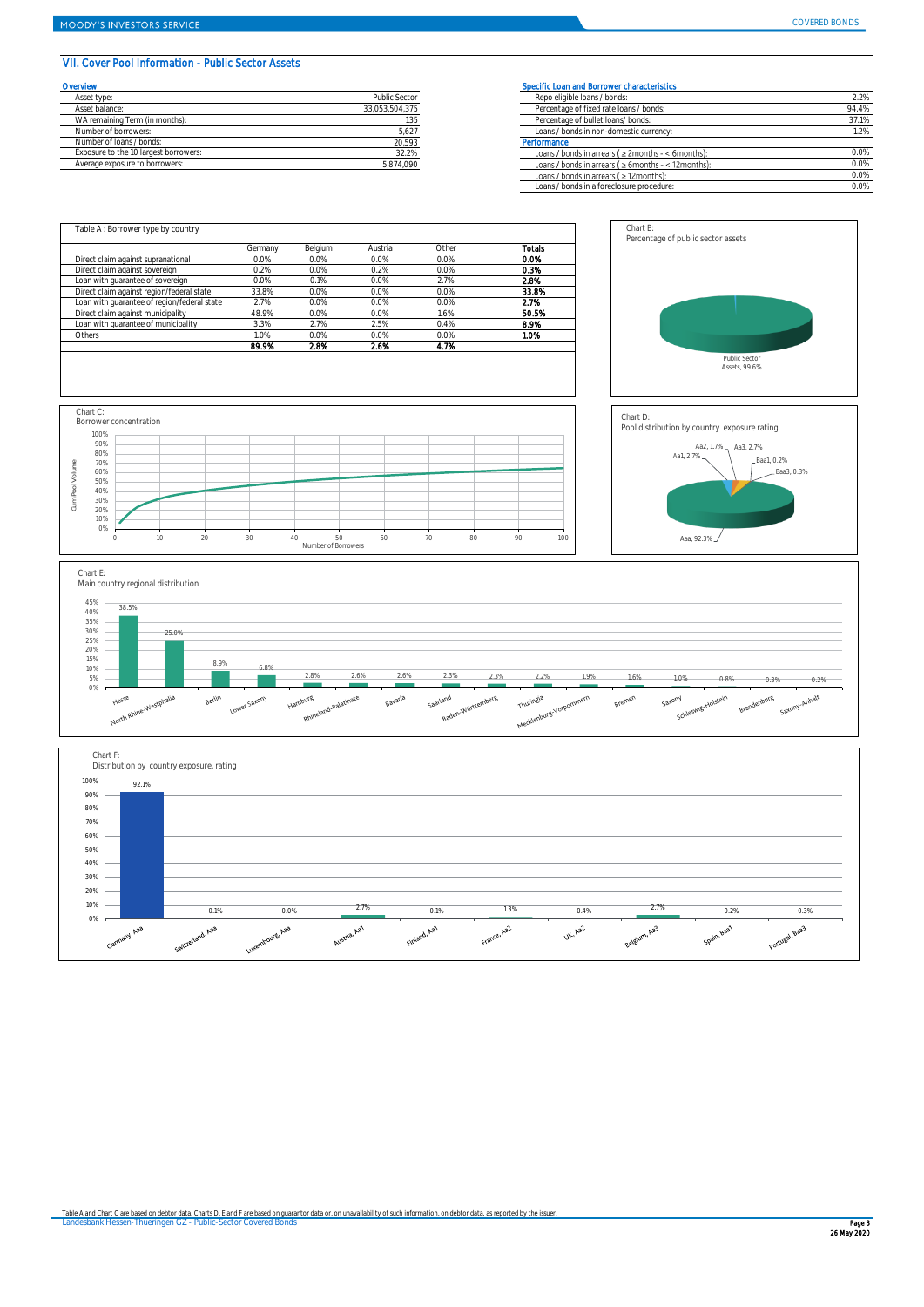## VII. Cover Pool Information – Public Sector Assets

### Overview

| | |
|---|---|
| Asset type: | Public Sector |
| Asset balance: | 33,053,504,375 |
| WA remaining Term (in months): | 135 |
| Number of borrowers: | 5,627 |
| Number of loans / bonds: | 20,593 |
| Exposure to the 10 largest borrowers: | 32.2% |
| Average exposure to borrowers: | 5,874,090 |

### Specific Loan and Borrower characteristics

| | |
|---|---|
| Repo eligible loans / bonds: | 2.2% |
| Percentage of fixed rate loans / bonds: | 94.4% |
| Percentage of bullet loans/ bonds: | 37.1% |
| Loans / bonds in non-domestic currency: | 1.2% |

### Performance

| | |
|---|---|
| Loans / bonds in arrears ( ≥ 2months - < 6months): | 0.0% |
| Loans / bonds in arrears ( ≥ 6months - < 12months): | 0.0% |
| Loans / bonds in arrears ( ≥ 12months): | 0.0% |
| Loans / bonds in a foreclosure procedure: | 0.0% |

Table A : Borrower type by country

| | Germany | Belgium | Austria | Other | Totals |
|---|---|---|---|---|---|
| Direct claim against supranational | 0.0% | 0.0% | 0.0% | 0.0% | **0.0%** |
| Direct claim against sovereign | 0.2% | 0.0% | 0.2% | 0.0% | **0.3%** |
| Loan with guarantee of sovereign | 0.0% | 0.1% | 0.0% | 2.7% | **2.8%** |
| Direct claim against region/federal state | 33.8% | 0.0% | 0.0% | 0.0% | **33.8%** |
| Loan with guarantee of region/federal state | 2.7% | 0.0% | 0.0% | 0.0% | **2.7%** |
| Direct claim against municipality | 48.9% | 0.0% | 0.0% | 1.6% | **50.5%** |
| Loan with guarantee of municipality | 3.3% | 2.7% | 2.5% | 0.4% | **8.9%** |
| Others | 1.0% | 0.0% | 0.0% | 0.0% | **1.0%** |
| | **89.9%** | **2.8%** | **2.6%** | **4.7%** | |

Chart B:
Percentage of public sector assets

Public Sector Assets, 99.6%

Chart C:
Borrower concentration

Cum Pool Volume (0%–100%) vs. Number of Borrowers (0–100)

Chart D:
Pool distribution by country exposure rating

| Rating | Share |
|---|---|
| Aaa | 92.3% |
| Aa1 | 2.7% |
| Aa2 | 1.7% |
| Aa3 | 2.7% |
| Baa1 | 0.2% |
| Baa3 | 0.3% |

Chart E:
Main country regional distribution

| Region | Share |
|---|---|
| Hesse | 38.5% |
| North Rhine-Westphalia | 25.0% |
| Berlin | 8.9% |
| Lower Saxony | 6.8% |
| Hamburg | 2.8% |
| Rhineland-Palatinate | 2.6% |
| Bavaria | 2.6% |
| Saarland | 2.3% |
| Baden-Wurttemberg | 2.3% |
| Thuringia | 2.2% |
| Mecklenburg-Vorpommern | 1.9% |
| Bremen | 1.6% |
| Saxony | 1.0% |
| Schleswig-Holstein | 0.8% |
| Brandenburg | 0.3% |
| Saxony-Anhalt | 0.2% |

Chart F:
Distribution by country exposure, rating

| Country, Rating | Share |
|---|---|
| Germany, Aaa | 92.1% |
| Switzerland, Aaa | 0.1% |
| Luxembourg, Aaa | 0.0% |
| Austria, Aa1 | 2.7% |
| Finland, Aa1 | 0.1% |
| France, Aa2 | 1.3% |
| UK, Aa2 | 0.4% |
| Belgium, Aa3 | 2.7% |
| Spain, Baa1 | 0.2% |
| Portugal, Baa3 | 0.3% |

Table A and Chart C are based on debtor data. Charts D, E and F are based on guarantor data or, on unavailability of such information, on debtor data, as reported by the issuer.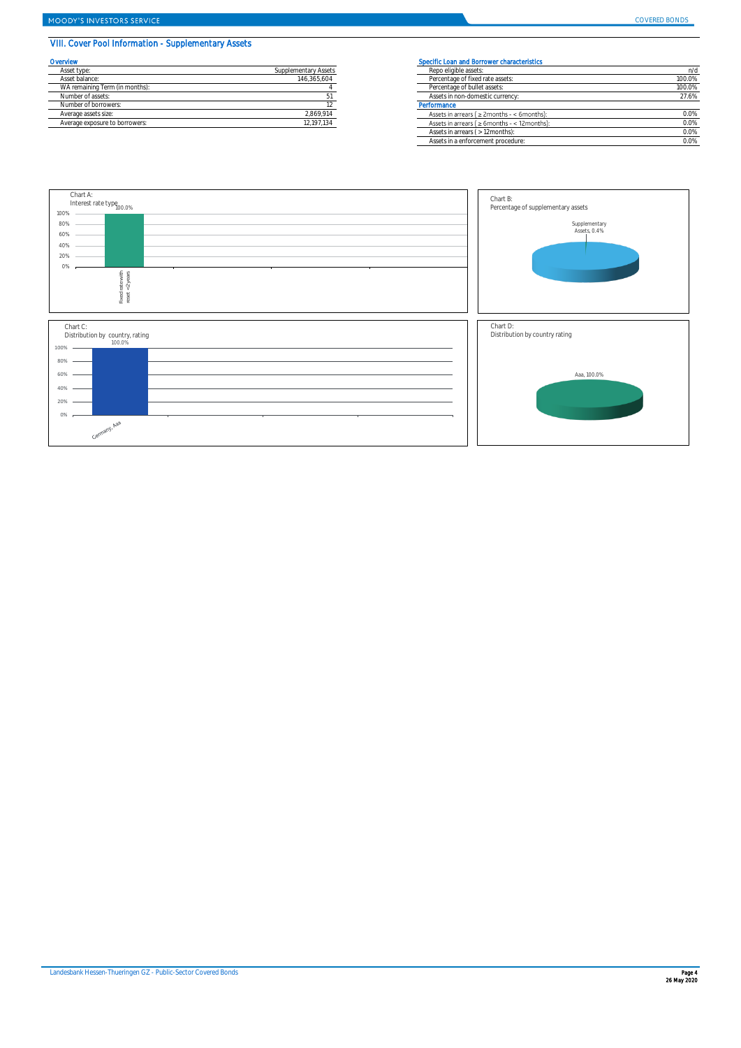## VIII. Cover Pool Information - Supplementary Assets

### Overview

| | |
|---|---|
| Asset type: | Supplementary Assets |
| Asset balance: | 146,365,604 |
| WA remaining Term (in months): | 4 |
| Number of assets: | 51 |
| Number of borrowers: | 12 |
| Average assets size: | 2,869,914 |
| Average exposure to borrowers: | 12,197,134 |

### Specific Loan and Borrower characteristics

| | |
|---|---|
| Repo eligible assets: | n/d |
| Percentage of fixed rate assets: | 100.0% |
| Percentage of bullet assets: | 100.0% |
| Assets in non-domestic currency: | 27.6% |

### Performance

| | |
|---|---|
| Assets in arrears ( ≥ 2months - < 6months): | 0.0% |
| Assets in arrears ( ≥ 6months - < 12months): | 0.0% |
| Assets in arrears ( > 12months): | 0.0% |
| Assets in a enforcement procedure: | 0.0% |

Chart A:
Interest rate type

| Interest rate type | % |
|---|---|
| Fixed rate with reset <2 years | 100.0% |

Chart B:
Percentage of supplementary assets

Supplementary Assets, 0.4%

Chart C:
Distribution by country, rating

| Country, rating | % |
|---|---|
| Germany, Aaa | 100.0% |

Chart D:
Distribution by country rating

Aaa, 100.0%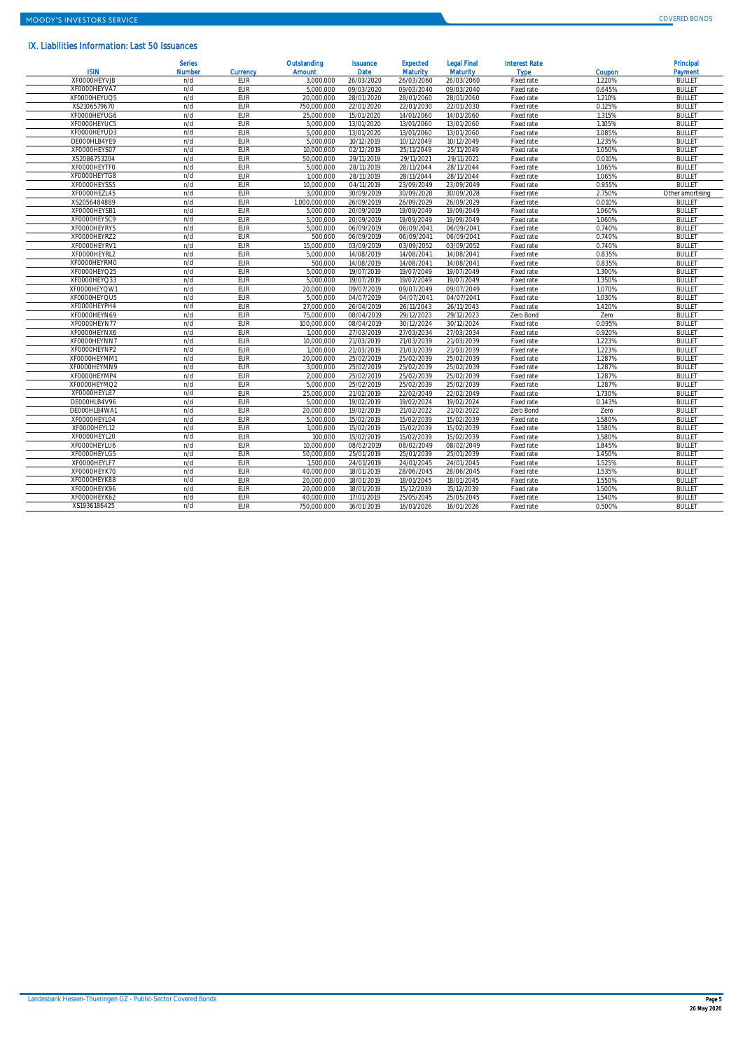## IX. Liabilities Information: Last 50 Issuances

| ISIN | Series Number | Currency | Outstanding Amount | Issuance Date | Expected Maturity | Legal Final Maturity | Interest Rate Type | Coupon | Principal Payment |
|---|---|---|---|---|---|---|---|---|---|
| XF0000HEYVJ8 | n/d | EUR | 3,000,000 | 26/03/2020 | 26/03/2060 | 26/03/2060 | Fixed rate | 1.220% | BULLET |
| XF0000HEYVA7 | n/d | EUR | 5,000,000 | 09/03/2020 | 09/03/2040 | 09/03/2040 | Fixed rate | 0.645% | BULLET |
| XF0000HEYUQ5 | n/d | EUR | 20,000,000 | 28/01/2020 | 28/01/2060 | 28/01/2060 | Fixed rate | 1.210% | BULLET |
| XS2106579670 | n/d | EUR | 750,000,000 | 22/01/2020 | 22/01/2030 | 22/01/2030 | Fixed rate | 0.125% | BULLET |
| XF0000HEYUG6 | n/d | EUR | 25,000,000 | 15/01/2020 | 14/01/2060 | 14/01/2060 | Fixed rate | 1.315% | BULLET |
| XF0000HEYUC5 | n/d | EUR | 5,000,000 | 13/01/2020 | 13/01/2060 | 13/01/2060 | Fixed rate | 1.105% | BULLET |
| XF0000HEYUD3 | n/d | EUR | 5,000,000 | 13/01/2020 | 13/01/2060 | 13/01/2060 | Fixed rate | 1.085% | BULLET |
| DE000HLB4YE9 | n/d | EUR | 5,000,000 | 10/12/2019 | 10/12/2049 | 10/12/2049 | Fixed rate | 1.235% | BULLET |
| XF0000HEYS07 | n/d | EUR | 10,000,000 | 02/12/2019 | 25/11/2049 | 25/11/2049 | Fixed rate | 1.050% | BULLET |
| XS2086753204 | n/d | EUR | 50,000,000 | 29/11/2019 | 29/11/2021 | 29/11/2021 | Fixed rate | 0.010% | BULLET |
| XF0000HEYTF0 | n/d | EUR | 5,000,000 | 28/11/2019 | 28/11/2044 | 28/11/2044 | Fixed rate | 1.065% | BULLET |
| XF0000HEYTG8 | n/d | EUR | 1,000,000 | 28/11/2019 | 28/11/2044 | 28/11/2044 | Fixed rate | 1.065% | BULLET |
| XF0000HEYSS5 | n/d | EUR | 10,000,000 | 04/11/2019 | 23/09/2049 | 23/09/2049 | Fixed rate | 0.955% | BULLET |
| XF0000HEZL45 | n/d | EUR | 3,000,000 | 30/09/2019 | 30/09/2028 | 30/09/2028 | Fixed rate | 2.750% | Other amortising |
| XS2056484889 | n/d | EUR | 1,000,000,000 | 26/09/2019 | 26/09/2029 | 26/09/2029 | Fixed rate | 0.010% | BULLET |
| XF0000HEYSB1 | n/d | EUR | 5,000,000 | 20/09/2019 | 19/09/2049 | 19/09/2049 | Fixed rate | 1.060% | BULLET |
| XF0000HEYSC9 | n/d | EUR | 5,000,000 | 20/09/2019 | 19/09/2049 | 19/09/2049 | Fixed rate | 1.060% | BULLET |
| XF0000HEYRY5 | n/d | EUR | 5,000,000 | 06/09/2019 | 06/09/2041 | 06/09/2041 | Fixed rate | 0.740% | BULLET |
| XF0000HEYRZ2 | n/d | EUR | 500,000 | 06/09/2019 | 06/09/2041 | 06/09/2041 | Fixed rate | 0.740% | BULLET |
| XF0000HEYRV1 | n/d | EUR | 15,000,000 | 03/09/2019 | 03/09/2052 | 03/09/2052 | Fixed rate | 0.740% | BULLET |
| XF0000HEYRL2 | n/d | EUR | 5,000,000 | 14/08/2019 | 14/08/2041 | 14/08/2041 | Fixed rate | 0.835% | BULLET |
| XF0000HEYRM0 | n/d | EUR | 500,000 | 14/08/2019 | 14/08/2041 | 14/08/2041 | Fixed rate | 0.835% | BULLET |
| XF0000HEYQ25 | n/d | EUR | 5,000,000 | 19/07/2019 | 19/07/2049 | 19/07/2049 | Fixed rate | 1.300% | BULLET |
| XF0000HEYQ33 | n/d | EUR | 5,000,000 | 19/07/2019 | 19/07/2049 | 19/07/2049 | Fixed rate | 1.350% | BULLET |
| XF0000HEYQW1 | n/d | EUR | 20,000,000 | 09/07/2019 | 09/07/2049 | 09/07/2049 | Fixed rate | 1.070% | BULLET |
| XF0000HEYQU5 | n/d | EUR | 5,000,000 | 04/07/2019 | 04/07/2041 | 04/07/2041 | Fixed rate | 1.030% | BULLET |
| XF0000HEYPH4 | n/d | EUR | 27,000,000 | 26/04/2019 | 26/11/2043 | 26/11/2043 | Fixed rate | 1.420% | BULLET |
| XF0000HEYN69 | n/d | EUR | 75,000,000 | 08/04/2019 | 29/12/2023 | 29/12/2023 | Zero Bond | Zero | BULLET |
| XF0000HEYN77 | n/d | EUR | 100,000,000 | 08/04/2019 | 30/12/2024 | 30/12/2024 | Fixed rate | 0.095% | BULLET |
| XF0000HEYNX6 | n/d | EUR | 1,000,000 | 27/03/2019 | 27/03/2034 | 27/03/2034 | Fixed rate | 0.920% | BULLET |
| XF0000HEYNN7 | n/d | EUR | 10,000,000 | 21/03/2019 | 21/03/2039 | 21/03/2039 | Fixed rate | 1.223% | BULLET |
| XF0000HEYNP2 | n/d | EUR | 1,000,000 | 21/03/2019 | 21/03/2039 | 21/03/2039 | Fixed rate | 1.223% | BULLET |
| XF0000HEYMM1 | n/d | EUR | 20,000,000 | 25/02/2019 | 25/02/2039 | 25/02/2039 | Fixed rate | 1.287% | BULLET |
| XF0000HEYMN9 | n/d | EUR | 3,000,000 | 25/02/2019 | 25/02/2039 | 25/02/2039 | Fixed rate | 1.287% | BULLET |
| XF0000HEYMP4 | n/d | EUR | 2,000,000 | 25/02/2019 | 25/02/2039 | 25/02/2039 | Fixed rate | 1.287% | BULLET |
| XF0000HEYMQ2 | n/d | EUR | 5,000,000 | 25/02/2019 | 25/02/2039 | 25/02/2039 | Fixed rate | 1.287% | BULLET |
| XF0000HEYL87 | n/d | EUR | 25,000,000 | 21/02/2019 | 22/02/2049 | 22/02/2049 | Fixed rate | 1.730% | BULLET |
| DE000HLB4V96 | n/d | EUR | 5,000,000 | 19/02/2019 | 19/02/2024 | 19/02/2024 | Fixed rate | 0.143% | BULLET |
| DE000HLB4WA1 | n/d | EUR | 20,000,000 | 19/02/2019 | 21/02/2022 | 21/02/2022 | Zero Bond | Zero | BULLET |
| XF0000HEYL04 | n/d | EUR | 5,000,000 | 15/02/2019 | 15/02/2039 | 15/02/2039 | Fixed rate | 1.580% | BULLET |
| XF0000HEYL12 | n/d | EUR | 1,000,000 | 15/02/2019 | 15/02/2039 | 15/02/2039 | Fixed rate | 1.580% | BULLET |
| XF0000HEYL20 | n/d | EUR | 100,000 | 15/02/2019 | 15/02/2039 | 15/02/2039 | Fixed rate | 1.580% | BULLET |
| XF0000HEYLU6 | n/d | EUR | 10,000,000 | 08/02/2019 | 08/02/2049 | 08/02/2049 | Fixed rate | 1.845% | BULLET |
| XF0000HEYLG5 | n/d | EUR | 50,000,000 | 25/01/2019 | 25/01/2039 | 25/01/2039 | Fixed rate | 1.450% | BULLET |
| XF0000HEYLF7 | n/d | EUR | 1,500,000 | 24/01/2019 | 24/01/2045 | 24/01/2045 | Fixed rate | 1.525% | BULLET |
| XF0000HEYK70 | n/d | EUR | 40,000,000 | 18/01/2019 | 28/06/2045 | 28/06/2045 | Fixed rate | 1.535% | BULLET |
| XF0000HEYK88 | n/d | EUR | 20,000,000 | 18/01/2019 | 18/01/2045 | 18/01/2045 | Fixed rate | 1.550% | BULLET |
| XF0000HEYK96 | n/d | EUR | 20,000,000 | 18/01/2019 | 15/12/2039 | 15/12/2039 | Fixed rate | 1.500% | BULLET |
| XF0000HEYK62 | n/d | EUR | 40,000,000 | 17/01/2019 | 25/05/2045 | 25/05/2045 | Fixed rate | 1.540% | BULLET |
| XS1936186425 | n/d | EUR | 750,000,000 | 16/01/2019 | 16/01/2026 | 16/01/2026 | Fixed rate | 0.500% | BULLET |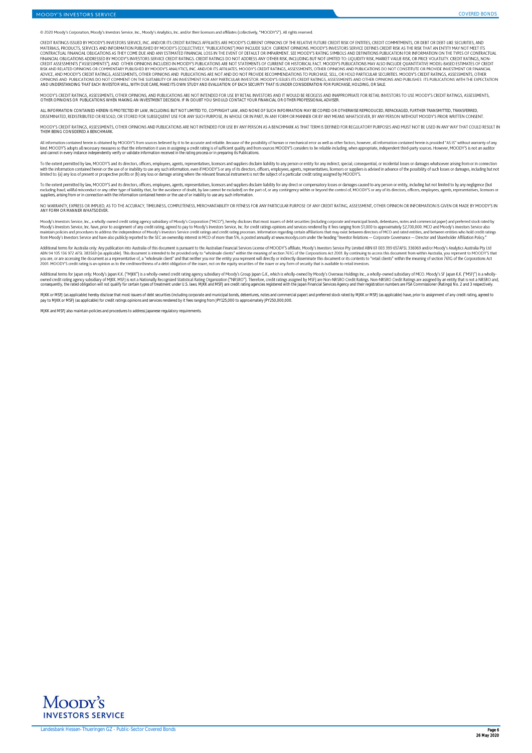© 2020 Moody's Corporation, Moody's Investors Service, Inc., Moody's Analytics, Inc. and/or their licensors and affiliates (collectively, "MOODY'S"). All rights reserved.

CREDIT RATINGS ISSUED BY MOODY'S INVESTORS SERVICE, INC. AND/OR ITS CREDIT RATINGS AFFILIATES ARE MOODY'S CURRENT OPINIONS OF THE RELATIVE FUTURE CREDIT RISK OF ENTITIES, CREDIT COMMITMENTS, OR DEBT OR DEBT-LIKE SECURITIES, AND MATERIALS, PRODUCTS, SERVICES AND INFORMATION PUBLISHED BY MOODY'S (COLLECTIVELY, "PUBLICATIONS") MAY INCLUDE SUCH CURRENT OPINIONS. MOODY'S INVESTORS SERVICE DEFINES CREDIT RISK AS THE RISK THAT AN ENTITY MAY NOT MEET ITS CONTRACTUAL FINANCIAL OBLIGATIONS AS THEY COME DUE AND ANY ESTIMATED FINANCIAL LOSS IN THE EVENT OF DEFAULT OR IMPAIRMENT. SEE MOODY'S RATING SYMBOLS AND DEFINITIONS PUBLICATION FOR INFORMATION ON THE TYPES OF CONTRACTUAL FINANCIAL OBLIGATIONS ADDRESSED BY MOODY'S INVESTORS SERVICE CREDIT RATINGS. CREDIT RATINGS DO NOT ADDRESS ANY OTHER RISK, INCLUDING BUT NOT LIMITED TO: LIQUIDITY RISK, MARKET VALUE RISK, OR PRICE VOLATILITY. CREDIT RATINGS, NON-CREDIT ASSESSMENTS ("ASSESSMENTS"), AND OTHER OPINIONS INCLUDED IN MOODY'S PUBLICATIONS ARE NOT STATEMENTS OF CURRENT OR HISTORICAL FACT. MOODY'S PUBLICATIONS MAY ALSO INCLUDE QUANTITATIVE MODEL-BASED ESTIMATES OF CREDIT RISK AND RELATED OPINIONS OR COMMENTARY PUBLISHED BY MOODY'S ANALYTICS, INC. AND/OR ITS AFFILIATES. MOODY'S CREDIT RATINGS, ASSESSMENTS, OTHER OPINIONS AND PUBLICATIONS DO NOT CONSTITUTE OR PROVIDE INVESTMENT OR FINANCIAL ADVICE, AND MOODY'S CREDIT RATINGS, ASSESSMENTS, OTHER OPINIONS AND PUBLICATIONS ARE NOT AND DO NOT PROVIDE RECOMMENDATIONS TO PURCHASE, SELL, OR HOLD PARTICULAR SECURITIES. MOODY'S CREDIT RATINGS, ASSESSMENTS, OTHER OPINIONS AND PUBLICATIONS DO NOT COMMENT ON THE SUITABILITY OF AN INVESTMENT FOR ANY PARTICULAR INVESTOR. MOODY'S ISSUES ITS CREDIT RATINGS, ASSESSMENTS AND OTHER OPINIONS AND PUBLISHES ITS PUBLICATIONS WITH THE EXPECTATION AND UNDERSTANDING THAT EACH INVESTOR WILL, WITH DUE CARE, MAKE ITS OWN STUDY AND EVALUATION OF EACH SECURITY THAT IS UNDER CONSIDERATION FOR PURCHASE, HOLDING, OR SALE.

MOODY'S CREDIT RATINGS, ASSESSMENTS, OTHER OPINIONS, AND PUBLICATIONS ARE NOT INTENDED FOR USE BY RETAIL INVESTORS AND IT WOULD BE RECKLESS AND INAPPROPRIATE FOR RETAIL INVESTORS TO USE MOODY'S CREDIT RATINGS, ASSESSMENTS, OTHER OPINIONS OR PUBLICATIONS WHEN MAKING AN INVESTMENT DECISION. IF IN DOUBT YOU SHOULD CONTACT YOUR FINANCIAL OR OTHER PROFESSIONAL ADVISER.

ALL INFORMATION CONTAINED HEREIN IS PROTECTED BY LAW, INCLUDING BUT NOT LIMITED TO, COPYRIGHT LAW, AND NONE OF SUCH INFORMATION MAY BE COPIED OR OTHERWISE REPRODUCED, REPACKAGED, FURTHER TRANSMITTED, TRANSFERRED, DISSEMINATED, REDISTRIBUTED OR RESOLD, OR STORED FOR SUBSEQUENT USE FOR ANY SUCH PURPOSE, IN WHOLE OR IN PART, IN ANY FORM OR MANNER OR BY ANY MEANS WHATSOEVER, BY ANY PERSON WITHOUT MOODY'S PRIOR WRITTEN CONSENT.

MOODY'S CREDIT RATINGS, ASSESSMENTS, OTHER OPINIONS AND PUBLICATIONS ARE NOT INTENDED FOR USE BY ANY PERSON AS A BENCHMARK AS THAT TERM IS DEFINED FOR REGULATORY PURPOSES AND MUST NOT BE USED IN ANY WAY THAT COULD RESULT IN THEM BEING CONSIDERED A BENCHMARK.

All information contained herein is obtained by MOODY'S from sources believed by it to be accurate and reliable. Because of the possibility of human or mechanical error as well as other factors, however, all information contained herein is provided "AS IS" without warranty of any kind. MOODY'S adopts all necessary measures so that the information it uses in assigning a credit rating is of sufficient quality and from sources MOODY'S considers to be reliable including, when appropriate, independent third-party sources. However, MOODY'S is not an auditor and cannot in every instance independently verify or validate information received in the rating process or in preparing its Publications.

To the extent permitted by law, MOODY'S and its directors, officers, employees, agents, representatives, licensors and suppliers disclaim liability to any person or entity for any indirect, special, consequential, or incidental losses or damages whatsoever arising from or in connection with the information contained herein or the use of or inability to use any such information, even if MOODY'S or any of its directors, officers, employees, agents, representatives, licensors or suppliers is advised in advance of the possibility of such losses or damages, including but not limited to: (a) any loss of present or prospective profits or (b) any loss or damage arising where the relevant financial instrument is not the subject of a particular credit rating assigned by MOODY'S.

To the extent permitted by law, MOODY'S and its directors, officers, employees, agents, representatives, licensors and suppliers disclaim liability for any direct or compensatory losses or damages caused to any person or entity, including but not limited to by any negligence (but excluding fraud, willful misconduct or any other type of liability that, for the avoidance of doubt, by law cannot be excluded) on the part of, or any contingency within or beyond the control of, MOODY'S or any of its directors, officers, employees, agents, representatives, licensors or suppliers, arising from or in connection with the information contained herein or the use of or inability to use any such information.

NO WARRANTY, EXPRESS OR IMPLIED, AS TO THE ACCURACY, TIMELINESS, COMPLETENESS, MERCHANTABILITY OR FITNESS FOR ANY PARTICULAR PURPOSE OF ANY CREDIT RATING, ASSESSMENT, OTHER OPINION OR INFORMATION IS GIVEN OR MADE BY MOODY'S IN ANY FORM OR MANNER WHATSOEVER.

Moody's Investors Service, Inc., a wholly-owned credit rating agency subsidiary of Moody's Corporation ("MCO"), hereby discloses that most issuers of debt securities (including corporate and municipal bonds, debentures, notes and commercial paper) and preferred stock rated by Moody's Investors Service, Inc. have, prior to assignment of any credit rating, agreed to pay to Moody's Investors Service, Inc. for credit ratings opinions and services rendered by it fees ranging from $1,000 to approximately $2,700,000. MCO and Moody's investors Service also maintain policies and procedures to address the independence of Moody's Investors Service credit ratings and credit rating processes. Information regarding certain affiliations that may exist between directors of MCO and rated entities, and between entities who hold credit ratings from Moody's Investors Service and have also publicly reported to the SEC an ownership interest in MCO of more than 5%, is posted annually at www.moodys.com under the heading "Investor Relations — Corporate Governance — Director and Shareholder Affiliation Policy."

Additional terms for Australia only: Any publication into Australia of this document is pursuant to the Australian Financial Services License of MOODY'S affiliate, Moody's Investors Service Pty Limited ABN 61 003 399 657AFSL 336969 and/or Moody's Analytics Australia Pty Ltd ABN 94 105 136 972 AFSL 383569 (as applicable). This document is intended to be provided only to "wholesale clients" within the meaning of section 761G of the Corporations Act 2001. By continuing to access this document from within Australia, you represent to MOODY'S that you are, or are accessing the document as a representative of, a "wholesale client" and that neither you nor the entity you represent will directly or indirectly disseminate this document or its contents to "retail clients" within the meaning of section 761G of the Corporations Act 2001. MOODY'S credit rating is an opinion as to the creditworthiness of a debt obligation of the issuer, not on the equity securities of the issuer or any form of security that is available to retail investors.

Additional terms for Japan only: Moody's Japan K.K. ("MJKK") is a wholly-owned credit rating agency subsidiary of Moody's Group Japan G.K., which is wholly-owned by Moody's Overseas Holdings Inc., a wholly-owned subsidiary of MCO. Moody's SF Japan K.K. ("MSFJ") is a wholly-owned credit rating agency subsidiary of MJKK. MSFJ is not a Nationally Recognized Statistical Rating Organization ("NRSRO"). Therefore, credit ratings assigned by MSFJ are Non-NRSRO Credit Ratings. Non-NRSRO Credit Ratings are assigned by an entity that is not a NRSRO and, consequently, the rated obligation will not qualify for certain types of treatment under U.S. laws. MJKK and MSFJ are credit rating agencies registered with the Japan Financial Services Agency and their registration numbers are FSA Commissioner (Ratings) No. 2 and 3 respectively.

MJKK or MSFJ (as applicable) hereby disclose that most issuers of debt securities (including corporate and municipal bonds, debentures, notes and commercial paper) and preferred stock rated by MJKK or MSFJ (as applicable) have, prior to assignment of any credit rating, agreed to pay to MJKK or MSFJ (as applicable) for credit ratings opinions and services rendered by it fees ranging from JPY125,000 to approximately JPY250,000,000.

MJKK and MSFJ also maintain policies and procedures to address Japanese regulatory requirements.

Moody's
INVESTORS SERVICE